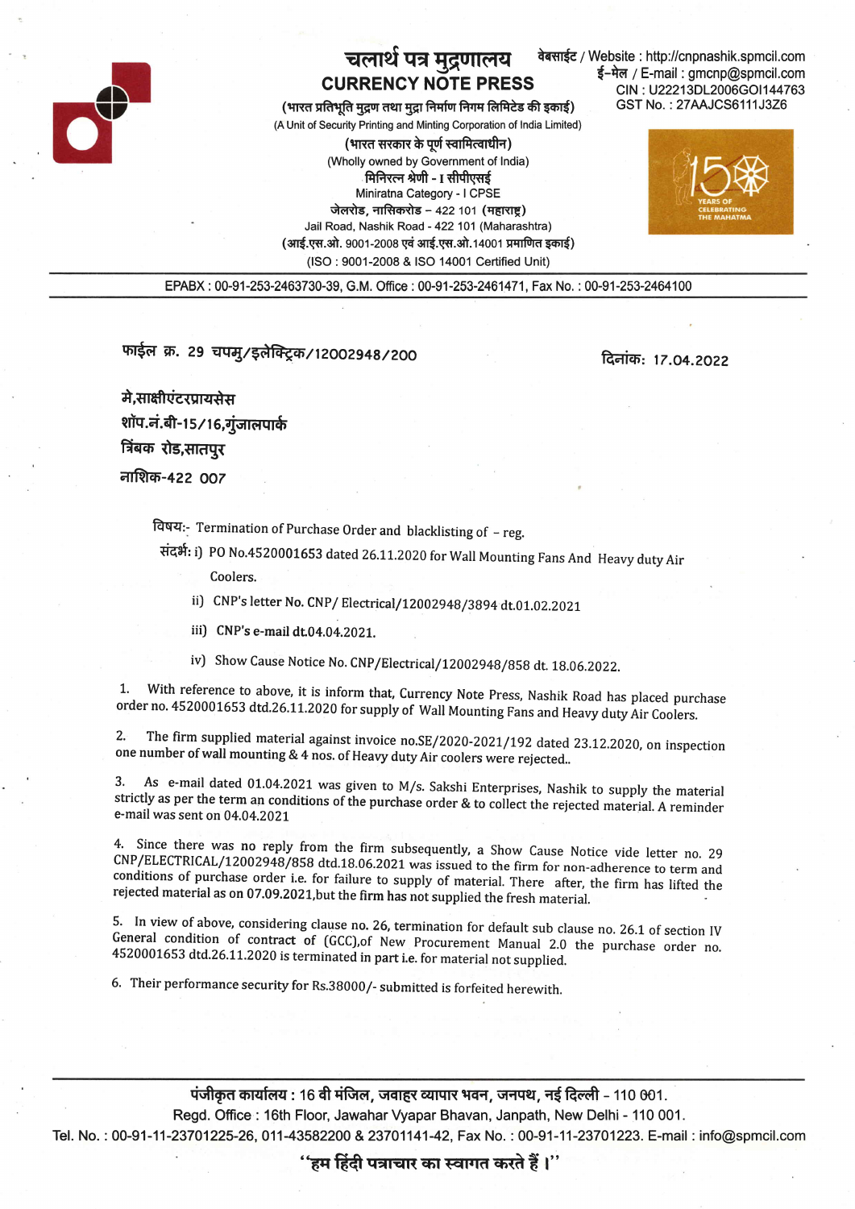# चलार्थ पत्र मुद्रणालय
# CURRENCY NOTE PRESS

(भारत प्रतिभूति मुद्रण तथा मुद्रा निर्माण निगम लिमिटेड की इकाई)
(A Unit of Security Printing and Minting Corporation of India Limited)
(भारत सरकार के पूर्ण स्वामित्वाधीन)
(Wholly owned by Government of India)
मिनिरत्न श्रेणी - I सीपीएसई
Miniratna Category - I CPSE
जेलरोड, नासिकरोड – 422 101 (महाराष्ट्र)
Jail Road, Nashik Road - 422 101 (Maharashtra)
(आई.एस.ओ. 9001-2008 एवं आई.एस.ओ.14001 प्रमाणित इकाई)
(ISO : 9001-2008 & ISO 14001 Certified Unit)

वेबसाईट / Website : http://cnpnashik.spmcil.com
ई-मेल / E-mail : gmcnp@spmcil.com
CIN : U22213DL2006GOI144763
GST No. : 27AAJCS6111J3Z6

150 YEARS OF CELEBRATING THE MAHATMA

EPABX : 00-91-253-2463730-39, G.M. Office : 00-91-253-2461471, Fax No. : 00-91-253-2464100

---

फाईल क्र. 29 चपमु/इलेक्ट्रिक/12002948/200 दिनांक: 17.04.2022

मे,साक्षीएंटरप्रायसेस
शॉप.नं.बी-15/16,गुंजालपार्क
त्रिंबक रोड,सातपुर
नाशिक-422 007

विषय:- Termination of Purchase Order and blacklisting of – reg.

संदर्भ: i) PO No.4520001653 dated 26.11.2020 for Wall Mounting Fans And Heavy duty Air Coolers.

ii) CNP's letter No. CNP/ Electrical/12002948/3894 dt.01.02.2021

iii) CNP's e-mail dt.04.04.2021.

iv) Show Cause Notice No. CNP/Electrical/12002948/858 dt. 18.06.2022.

1. With reference to above, it is inform that, Currency Note Press, Nashik Road has placed purchase order no. 4520001653 dtd.26.11.2020 for supply of Wall Mounting Fans and Heavy duty Air Coolers.

2. The firm supplied material against invoice no.SE/2020-2021/192 dated 23.12.2020, on inspection one number of wall mounting & 4 nos. of Heavy duty Air coolers were rejected..

3. As e-mail dated 01.04.2021 was given to M/s. Sakshi Enterprises, Nashik to supply the material strictly as per the term an conditions of the purchase order & to collect the rejected material. A reminder e-mail was sent on 04.04.2021

4. Since there was no reply from the firm subsequently, a Show Cause Notice vide letter no. 29 CNP/ELECTRICAL/12002948/858 dtd.18.06.2021 was issued to the firm for non-adherence to term and conditions of purchase order i.e. for failure to supply of material. There after, the firm has lifted the rejected material as on 07.09.2021,but the firm has not supplied the fresh material.

5. In view of above, considering clause no. 26, termination for default sub clause no. 26.1 of section IV General condition of contract of (GCC),of New Procurement Manual 2.0 the purchase order no. 4520001653 dtd.26.11.2020 is terminated in part i.e. for material not supplied.

6. Their performance security for Rs.38000/- submitted is forfeited herewith.

---

पंजीकृत कार्यालय : 16 वी मंजिल, जवाहर व्यापार भवन, जनपथ, नई दिल्ली – 110 001.
Regd. Office : 16th Floor, Jawahar Vyapar Bhavan, Janpath, New Delhi - 110 001.
Tel. No. : 00-91-11-23701225-26, 011-43582200 & 23701141-42, Fax No. : 00-91-11-23701223. E-mail : info@spmcil.com

"हम हिंदी पत्राचार का स्वागत करते हैं।"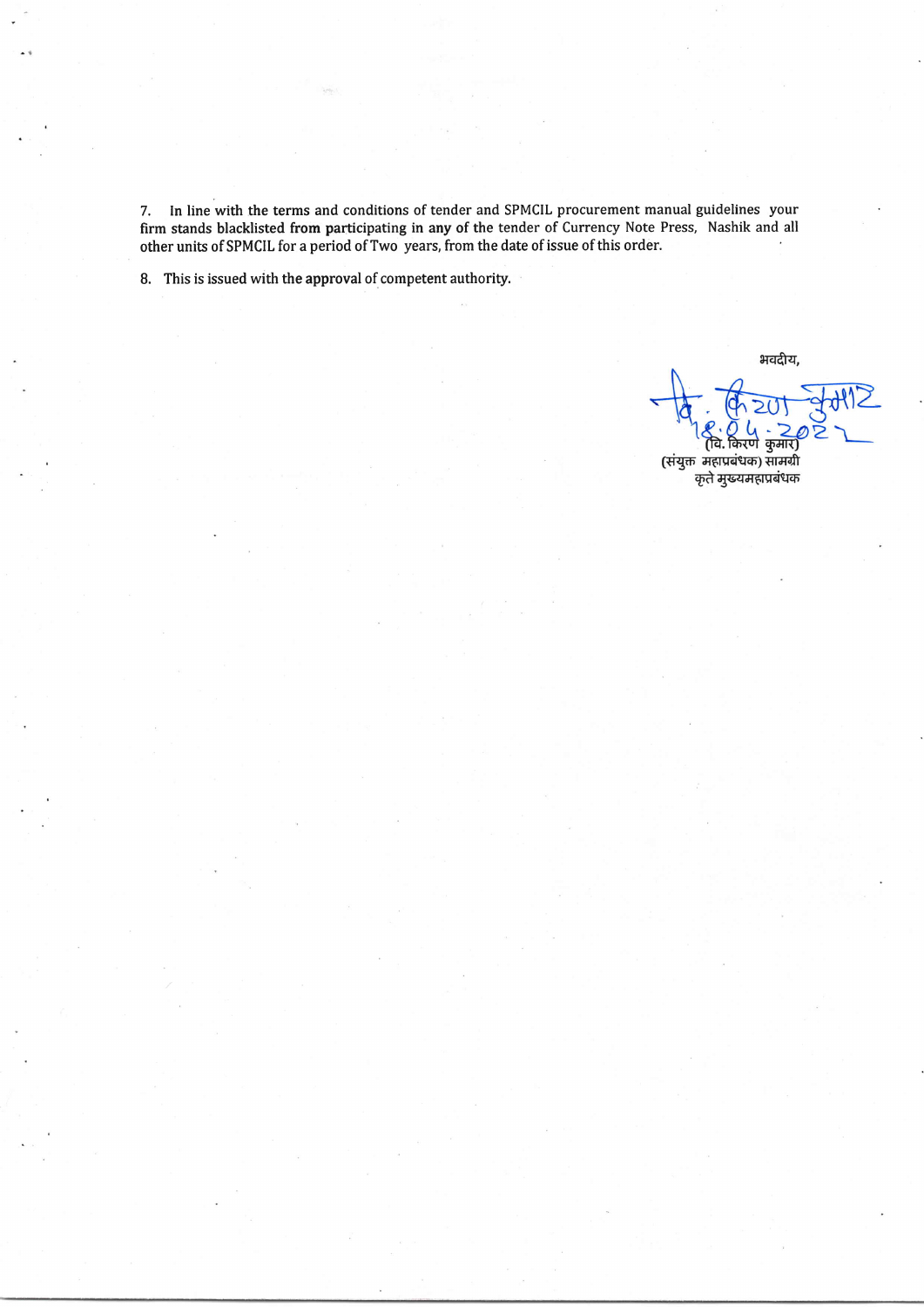7. In line with the terms and conditions of tender and SPMCIL procurement manual guidelines your firm stands blacklisted from participating in any of the tender of Currency Note Press, Nashik and all other units of SPMCIL for a period of Two years, from the date of issue of this order.

8. This is issued with the approval of competent authority.

भवदीय,

वि. किरण कुमार
18.04.2022

(वि. किरण कुमार)
(संयुक्त महाप्रबंधक) सामग्री
कृते मुख्यमहाप्रबंधक